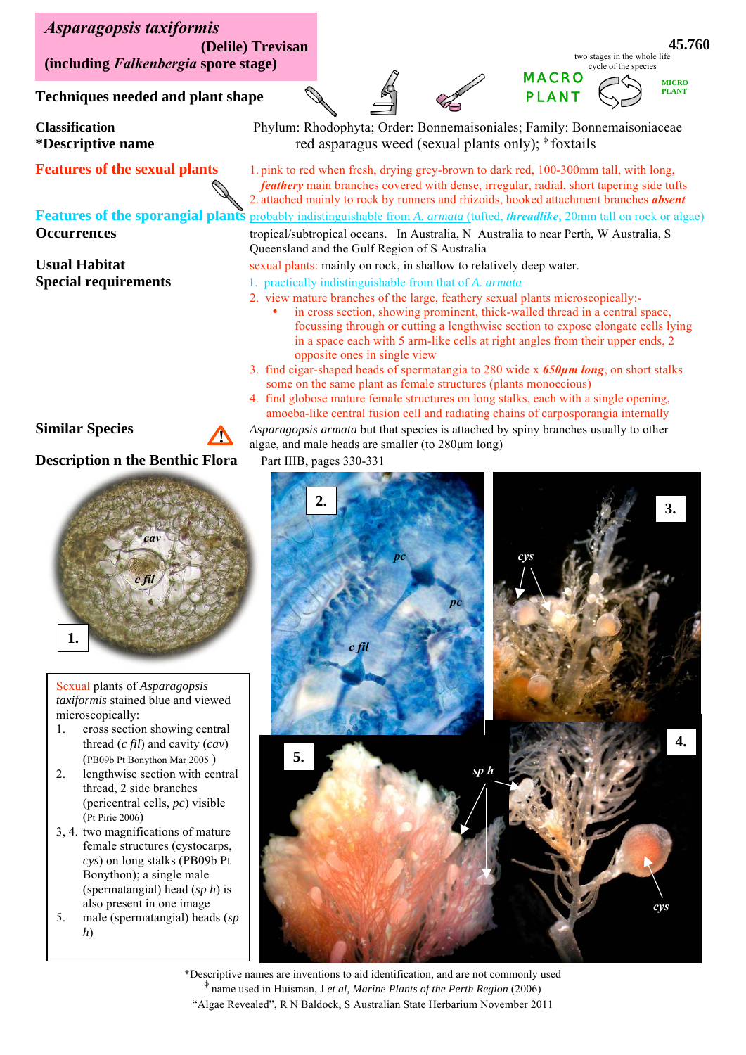# *Asparagopsis taxiformis* (Delile) Trevisan (including *Falkenbergia* spore stage)

45.760

two stages in the whole life cycle of the species

MACRO PLANT — MICRO PLANT

**Techniques needed and plant shape**

**Classification**
Phylum: Rhodophyta; Order: Bonnemaisoniales; Family: Bonnemaisoniaceae

***Descriptive name**
red asparagus weed (sexual plants only); $^{\phi}$ foxtails

**Features of the sexual plants**
1. pink to red when fresh, drying grey-brown to dark red, 100-300mm tall, with long, ***feathery*** main branches covered with dense, irregular, radial, short tapering side tufts
2. attached mainly to rock by runners and rhizoids, hooked attachment branches ***absent***

**Features of the sporangial plants**
probably indistinguishable from *A. armata* (tufted, ***threadlike***, 20mm tall on rock or algae)

**Occurrences**
tropical/subtropical oceans. In Australia, N Australia to near Perth, W Australia, S Queensland and the Gulf Region of S Australia

**Usual Habitat**
sexual plants: mainly on rock, in shallow to relatively deep water.

**Special requirements**
1. practically indistinguishable from that of *A. armata*
2. view mature branches of the large, feathery sexual plants microscopically:-
   - in cross section, showing prominent, thick-walled thread in a central space, focussing through or cutting a lengthwise section to expose elongate cells lying in a space each with 5 arm-like cells at right angles from their upper ends, 2 opposite ones in single view
3. find cigar-shaped heads of spermatangia to 280 wide x ***650µm long***, on short stalks some on the same plant as female structures (plants monoecious)
4. find globose mature female structures on long stalks, each with a single opening, amoeba-like central fusion cell and radiating chains of carposporangia internally

**Similar Species**
*Asparagopsis armata* but that species is attached by spiny branches usually to other algae, and male heads are smaller (to 280µm long)

**Description n the Benthic Flora**
Part IIIB, pages 330-331

Sexual plants of *Asparagopsis taxiformis* stained blue and viewed microscopically:
1. cross section showing central thread (*c fil*) and cavity (*cav*) (PB09b Pt Bonython Mar 2005 )
2. lengthwise section with central thread, 2 side branches (pericentral cells, *pc*) visible (Pt Pirie 2006)

3, 4. two magnifications of mature female structures (cystocarps, *cys*) on long stalks (PB09b Pt Bonython); a single male (spermatangial) head (*sp h*) is also present in one image

5. male (spermatangial) heads (*sp h*)

*Descriptive names are inventions to aid identification, and are not commonly used
$^{\phi}$ name used in Huisman, J *et al, Marine Plants of the Perth Region* (2006)
"Algae Revealed", R N Baldock, S Australian State Herbarium November 2011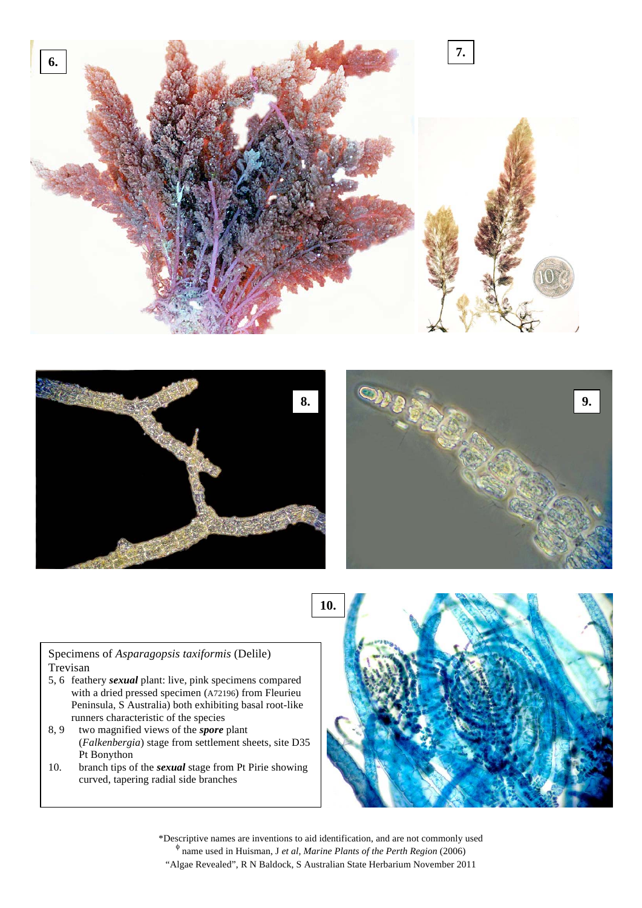6.

7.

8.

9.

10.

Specimens of *Asparagopsis taxiformis* (Delile) Trevisan

5, 6 feathery ***sexual*** plant: live, pink specimens compared with a dried pressed specimen (A72196) from Fleurieu Peninsula, S Australia) both exhibiting basal root-like runners characteristic of the species

8, 9 two magnified views of the ***spore*** plant (*Falkenbergia*) stage from settlement sheets, site D35 Pt Bonython

10. branch tips of the ***sexual*** stage from Pt Pirie showing curved, tapering radial side branches

*Descriptive names are inventions to aid identification, and are not commonly used

$^{\phi}$ name used in Huisman, J *et al*, *Marine Plants of the Perth Region* (2006)

"Algae Revealed", R N Baldock, S Australian State Herbarium November 2011